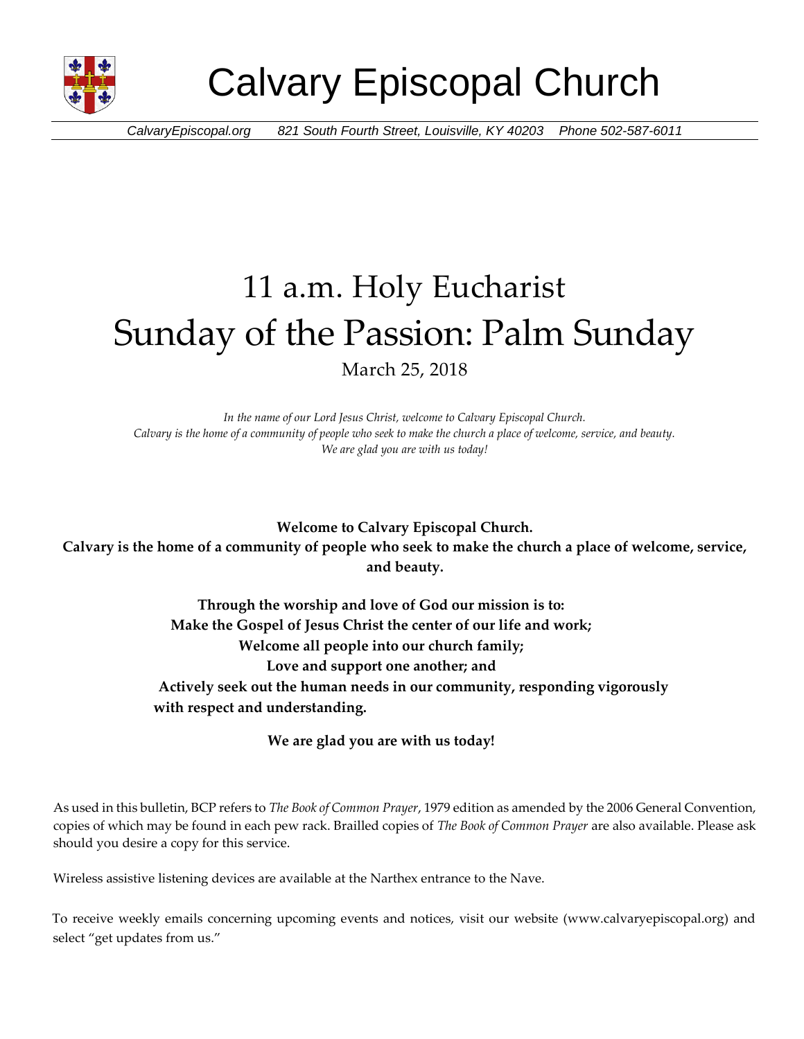# Calvary Episcopal Church

*CalvaryEpiscopal.org 821 South Fourth Street, Louisville, KY 40203 Phone 502-587-6011*

# 11 a.m. Holy Eucharist
# Sunday of the Passion: Palm Sunday

March 25, 2018

*In the name of our Lord Jesus Christ, welcome to Calvary Episcopal Church.*
*Calvary is the home of a community of people who seek to make the church a place of welcome, service, and beauty.*
*We are glad you are with us today!*

**Welcome to Calvary Episcopal Church.**
**Calvary is the home of a community of people who seek to make the church a place of welcome, service, and beauty.**

**Through the worship and love of God our mission is to:**
**Make the Gospel of Jesus Christ the center of our life and work;**
**Welcome all people into our church family;**
**Love and support one another; and**
**Actively seek out the human needs in our community, responding vigorously with respect and understanding.**

**We are glad you are with us today!**

As used in this bulletin, BCP refers to *The Book of Common Prayer*, 1979 edition as amended by the 2006 General Convention, copies of which may be found in each pew rack. Brailled copies of *The Book of Common Prayer* are also available. Please ask should you desire a copy for this service.

Wireless assistive listening devices are available at the Narthex entrance to the Nave.

To receive weekly emails concerning upcoming events and notices, visit our website (www.calvaryepiscopal.org) and select "get updates from us."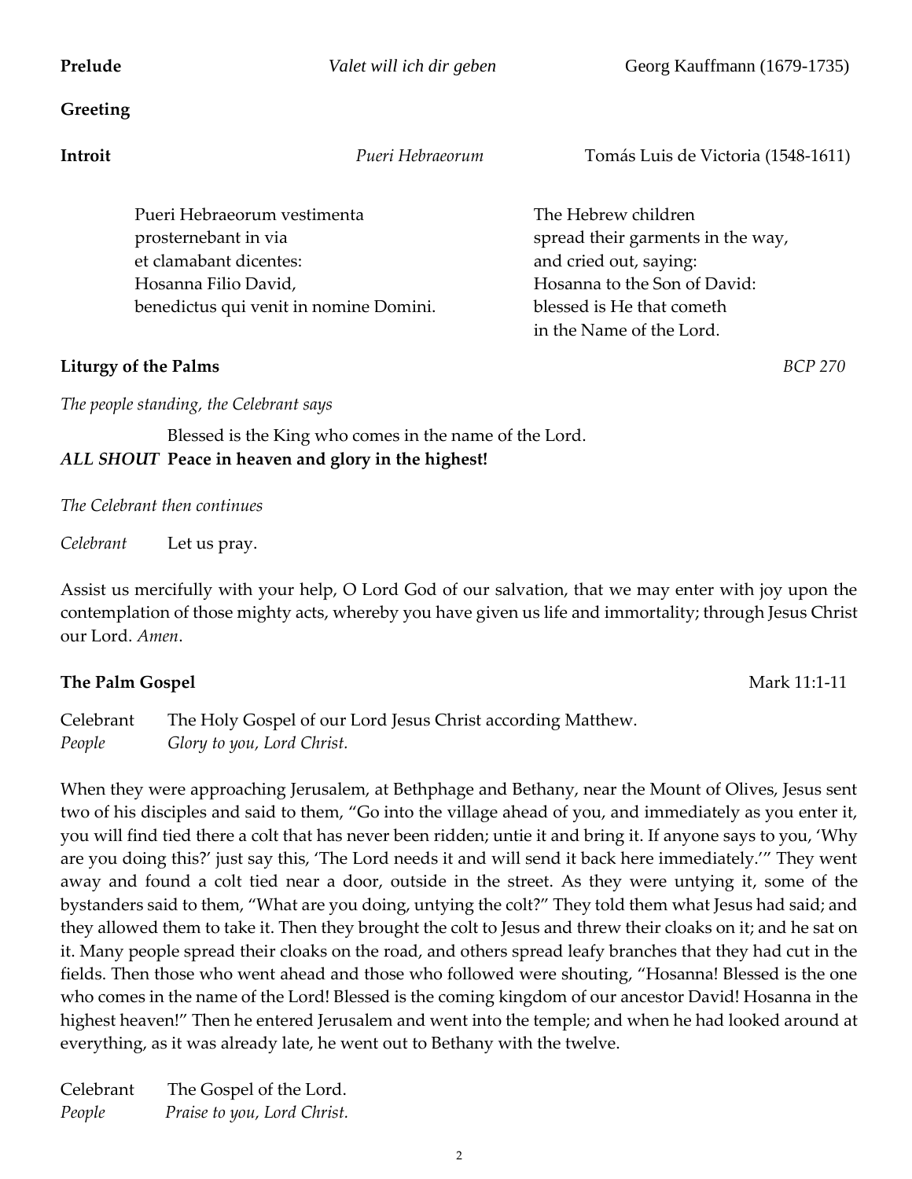**Prelude** *Valet will ich dir geben* Georg Kauffmann (1679-1735)

**Greeting**

**Introit** *Pueri Hebraeorum* Tomás Luis de Victoria (1548-1611)

| | |
|---|---|
| Pueri Hebraeorum vestimenta | The Hebrew children |
| prosternebant in via | spread their garments in the way, |
| et clamabant dicentes: | and cried out, saying: |
| Hosanna Filio David, | Hosanna to the Son of David: |
| benedictus qui venit in nomine Domini. | blessed is He that cometh |
| | in the Name of the Lord. |

**Liturgy of the Palms** *BCP 270*

*The people standing, the Celebrant says*

Blessed is the King who comes in the name of the Lord.
***ALL SHOUT*** **Peace in heaven and glory in the highest!**

*The Celebrant then continues*

*Celebrant* Let us pray.

Assist us mercifully with your help, O Lord God of our salvation, that we may enter with joy upon the contemplation of those mighty acts, whereby you have given us life and immortality; through Jesus Christ our Lord. *Amen*.

**The Palm Gospel** Mark 11:1-11

Celebrant The Holy Gospel of our Lord Jesus Christ according Matthew.
*People* *Glory to you, Lord Christ.*

When they were approaching Jerusalem, at Bethphage and Bethany, near the Mount of Olives, Jesus sent two of his disciples and said to them, "Go into the village ahead of you, and immediately as you enter it, you will find tied there a colt that has never been ridden; untie it and bring it. If anyone says to you, 'Why are you doing this?' just say this, 'The Lord needs it and will send it back here immediately.'" They went away and found a colt tied near a door, outside in the street. As they were untying it, some of the bystanders said to them, "What are you doing, untying the colt?" They told them what Jesus had said; and they allowed them to take it. Then they brought the colt to Jesus and threw their cloaks on it; and he sat on it. Many people spread their cloaks on the road, and others spread leafy branches that they had cut in the fields. Then those who went ahead and those who followed were shouting, "Hosanna! Blessed is the one who comes in the name of the Lord! Blessed is the coming kingdom of our ancestor David! Hosanna in the highest heaven!" Then he entered Jerusalem and went into the temple; and when he had looked around at everything, as it was already late, he went out to Bethany with the twelve.

Celebrant The Gospel of the Lord.
*People* *Praise to you, Lord Christ.*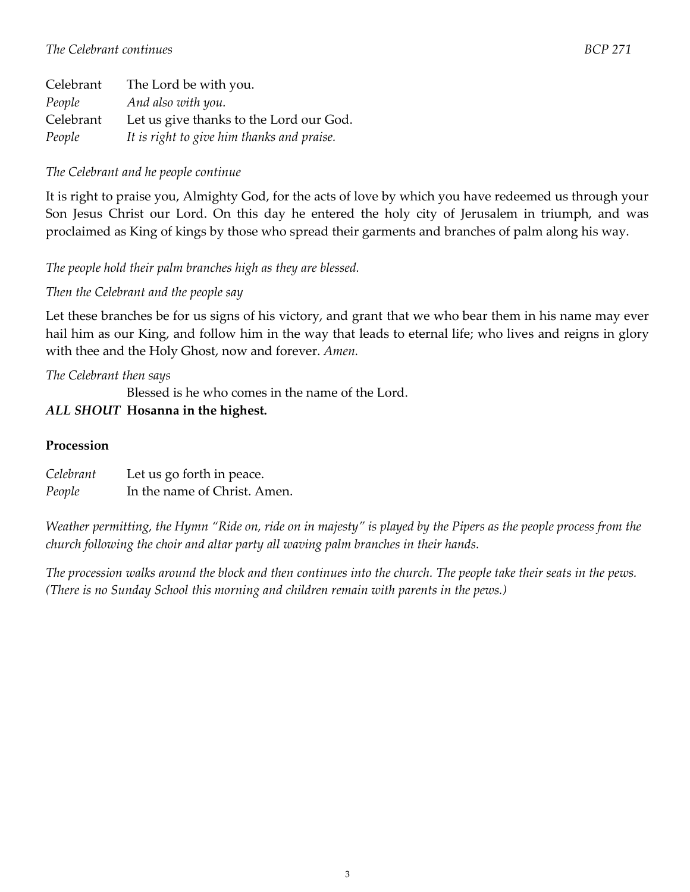*The Celebrant continues* *BCP 271*

Celebrant The Lord be with you.
*People* *And also with you.*
Celebrant Let us give thanks to the Lord our God.
*People* *It is right to give him thanks and praise.*

*The Celebrant and he people continue*

It is right to praise you, Almighty God, for the acts of love by which you have redeemed us through your Son Jesus Christ our Lord. On this day he entered the holy city of Jerusalem in triumph, and was proclaimed as King of kings by those who spread their garments and branches of palm along his way.

*The people hold their palm branches high as they are blessed.*

*Then the Celebrant and the people say*

Let these branches be for us signs of his victory, and grant that we who bear them in his name may ever hail him as our King, and follow him in the way that leads to eternal life; who lives and reigns in glory with thee and the Holy Ghost, now and forever. *Amen.*

*The Celebrant then says*

Blessed is he who comes in the name of the Lord.
***ALL SHOUT*** **Hosanna in the highest.**

**Procession**

*Celebrant* Let us go forth in peace.
*People* In the name of Christ. Amen.

*Weather permitting, the Hymn "Ride on, ride on in majesty" is played by the Pipers as the people process from the church following the choir and altar party all waving palm branches in their hands.*

*The procession walks around the block and then continues into the church. The people take their seats in the pews. (There is no Sunday School this morning and children remain with parents in the pews.)*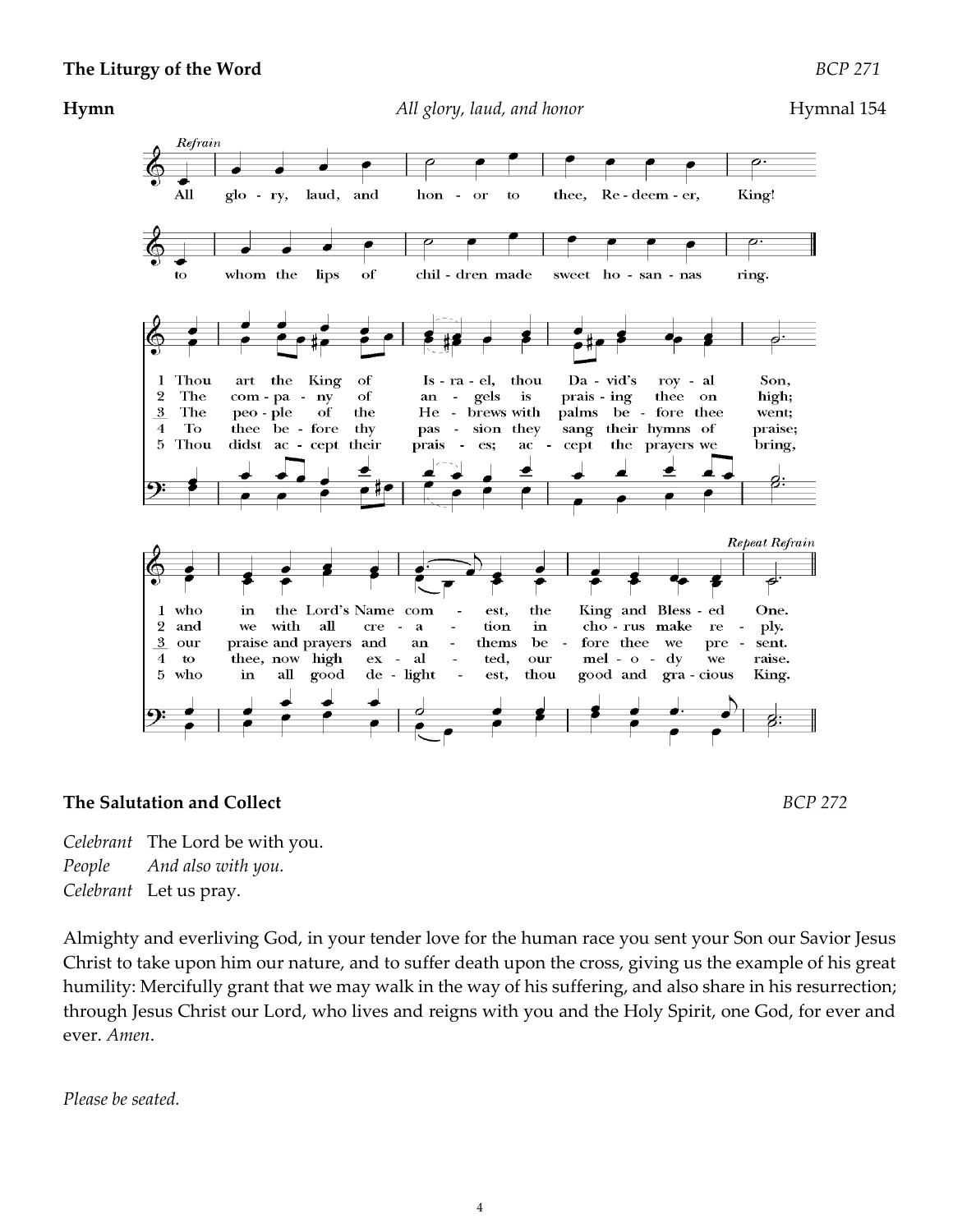**The Liturgy of the Word** *BCP 271*

**Hymn** *All glory, laud, and honor* Hymnal 154

*Refrain*

All glory, laud, and honor to thee, Redeemer, King!
to whom the lips of children made sweet hosannas ring.

1 Thou art the King of Israel, thou David's royal Son,
who in the Lord's Name comest, the King and Blessed One.

2 The company of angels is praising thee on high;
and we with all creation in chorus make reply.

3 The people of the Hebrews with palms before thee went;
our praise and prayers and anthems before thee we present.

4 To thee before thy passion they sang their hymns of praise;
to thee, now high exalted, our melody we raise.

5 Thou didst accept their praises; accept the prayers we bring,
who in all good delightest, thou good and gracious King.

*Repeat Refrain*

**The Salutation and Collect** *BCP 272*

*Celebrant* The Lord be with you.
*People* *And also with you.*
*Celebrant* Let us pray.

Almighty and everliving God, in your tender love for the human race you sent your Son our Savior Jesus Christ to take upon him our nature, and to suffer death upon the cross, giving us the example of his great humility: Mercifully grant that we may walk in the way of his suffering, and also share in his resurrection; through Jesus Christ our Lord, who lives and reigns with you and the Holy Spirit, one God, for ever and ever. *Amen*.

*Please be seated.*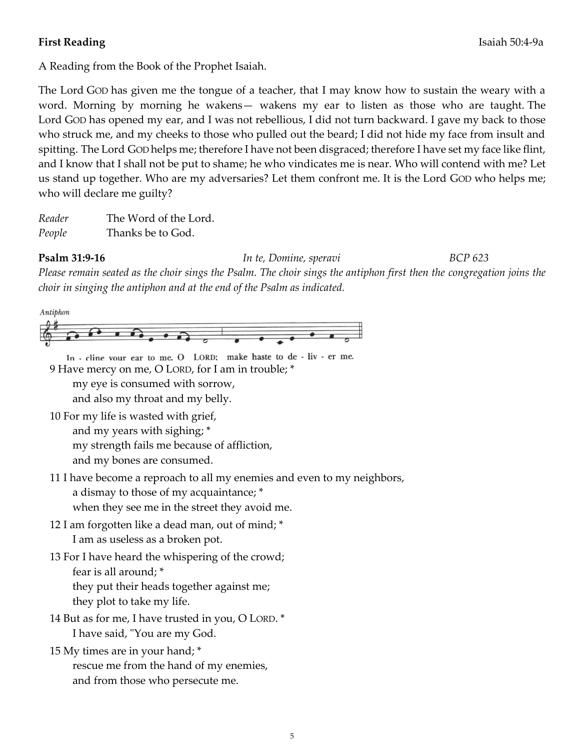**First Reading** Isaiah 50:4-9a

A Reading from the Book of the Prophet Isaiah.

The Lord GOD has given me the tongue of a teacher, that I may know how to sustain the weary with a word. Morning by morning he wakens— wakens my ear to listen as those who are taught. The Lord GOD has opened my ear, and I was not rebellious, I did not turn backward. I gave my back to those who struck me, and my cheeks to those who pulled out the beard; I did not hide my face from insult and spitting. The Lord GOD helps me; therefore I have not been disgraced; therefore I have set my face like flint, and I know that I shall not be put to shame; he who vindicates me is near. Who will contend with me? Let us stand up together. Who are my adversaries? Let them confront me. It is the Lord GOD who helps me; who will declare me guilty?

*Reader* The Word of the Lord.
*People* Thanks be to God.

**Psalm 31:9-16** *In te, Domine, speravi* *BCP 623*

*Please remain seated as the choir sings the Psalm. The choir sings the antiphon first then the congregation joins the choir in singing the antiphon and at the end of the Psalm as indicated.*

*Antiphon*

In - cline your ear to me, O LORD; make haste to de - liv - er me.

9 Have mercy on me, O LORD, for I am in trouble; *
my eye is consumed with sorrow,
and also my throat and my belly.

10 For my life is wasted with grief,
and my years with sighing; *
my strength fails me because of affliction,
and my bones are consumed.

11 I have become a reproach to all my enemies and even to my neighbors,
a dismay to those of my acquaintance; *
when they see me in the street they avoid me.

12 I am forgotten like a dead man, out of mind; *
I am as useless as a broken pot.

13 For I have heard the whispering of the crowd;
fear is all around; *
they put their heads together against me;
they plot to take my life.

14 But as for me, I have trusted in you, O LORD. *
I have said, "You are my God.

15 My times are in your hand; *
rescue me from the hand of my enemies,
and from those who persecute me.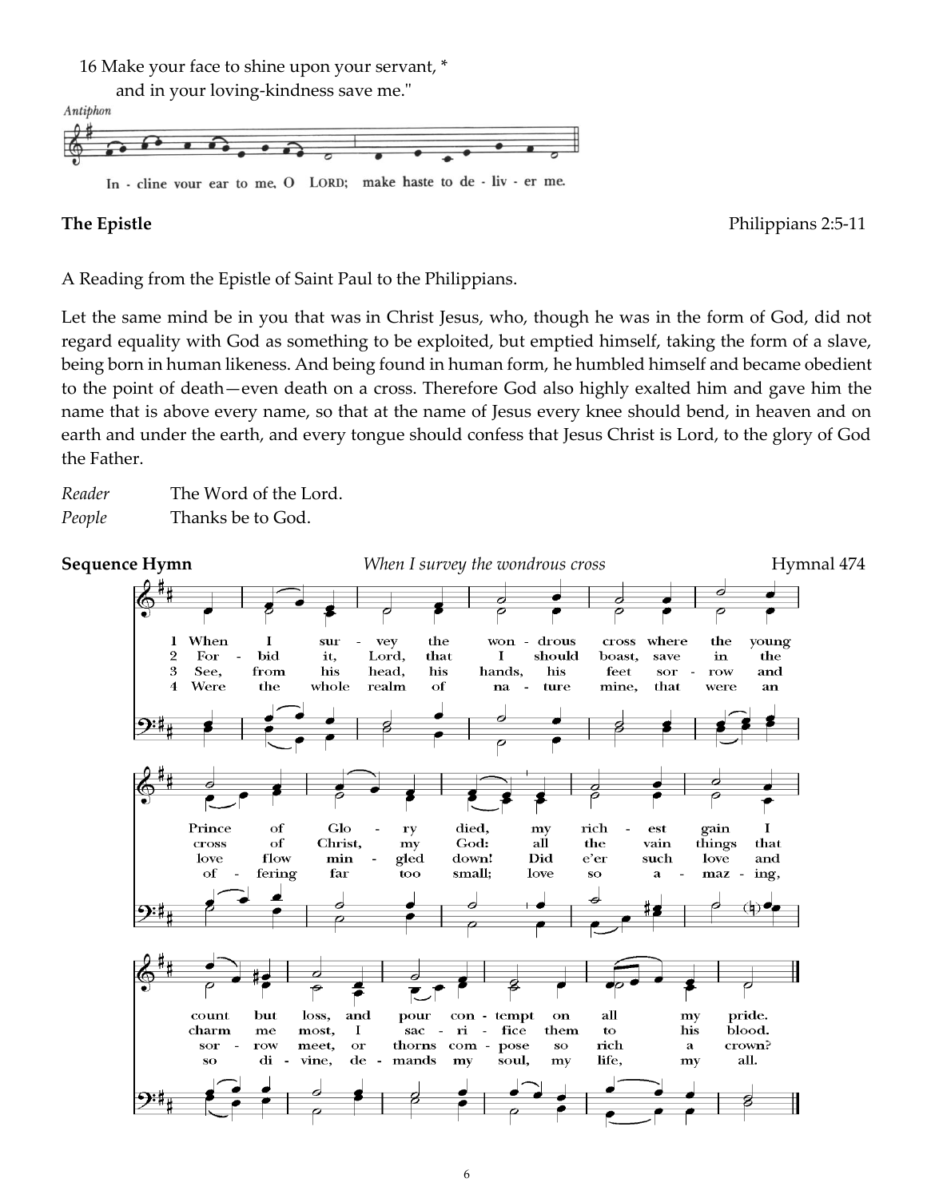16 Make your face to shine upon your servant, *
and in your loving-kindness save me."

*Antiphon*

In - cline your ear to me, O LORD; make haste to de - liv - er me.

**The Epistle** Philippians 2:5-11

A Reading from the Epistle of Saint Paul to the Philippians.

Let the same mind be in you that was in Christ Jesus, who, though he was in the form of God, did not regard equality with God as something to be exploited, but emptied himself, taking the form of a slave, being born in human likeness. And being found in human form, he humbled himself and became obedient to the point of death—even death on a cross. Therefore God also highly exalted him and gave him the name that is above every name, so that at the name of Jesus every knee should bend, in heaven and on earth and under the earth, and every tongue should confess that Jesus Christ is Lord, to the glory of God the Father.

*Reader* The Word of the Lord.
*People* Thanks be to God.

**Sequence Hymn** *When I survey the wondrous cross* Hymnal 474

1 When I survey the wondrous cross where the young Prince of Glory died, my richest gain I count but loss, and pour contempt on all my pride.

2 Forbid it, Lord, that I should boast, save in the cross of Christ, my God: all the vain things that charm me most, I sacrifice them to his blood.

3 See, from his head, his hands, his feet sorrow and love flow mingled down! Did e'er such love and sorrow meet, or thorns compose so rich a crown?

4 Were the whole realm of nature mine, that were an offering far too small; love so amazing, so divine, demands my soul, my life, my all.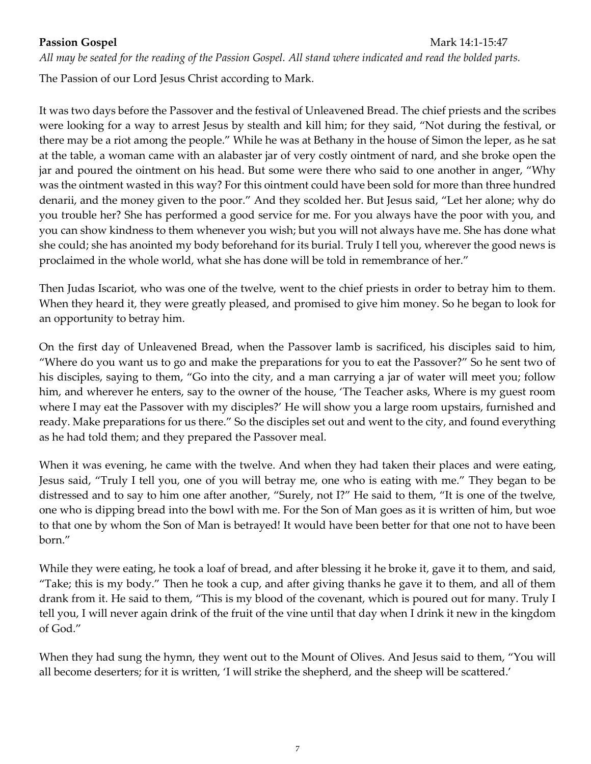**Passion Gospel** Mark 14:1-15:47

*All may be seated for the reading of the Passion Gospel. All stand where indicated and read the bolded parts.*

The Passion of our Lord Jesus Christ according to Mark.

It was two days before the Passover and the festival of Unleavened Bread. The chief priests and the scribes were looking for a way to arrest Jesus by stealth and kill him; for they said, "Not during the festival, or there may be a riot among the people." While he was at Bethany in the house of Simon the leper, as he sat at the table, a woman came with an alabaster jar of very costly ointment of nard, and she broke open the jar and poured the ointment on his head. But some were there who said to one another in anger, "Why was the ointment wasted in this way? For this ointment could have been sold for more than three hundred denarii, and the money given to the poor." And they scolded her. But Jesus said, "Let her alone; why do you trouble her? She has performed a good service for me. For you always have the poor with you, and you can show kindness to them whenever you wish; but you will not always have me. She has done what she could; she has anointed my body beforehand for its burial. Truly I tell you, wherever the good news is proclaimed in the whole world, what she has done will be told in remembrance of her."

Then Judas Iscariot, who was one of the twelve, went to the chief priests in order to betray him to them. When they heard it, they were greatly pleased, and promised to give him money. So he began to look for an opportunity to betray him.

On the first day of Unleavened Bread, when the Passover lamb is sacrificed, his disciples said to him, "Where do you want us to go and make the preparations for you to eat the Passover?" So he sent two of his disciples, saying to them, "Go into the city, and a man carrying a jar of water will meet you; follow him, and wherever he enters, say to the owner of the house, 'The Teacher asks, Where is my guest room where I may eat the Passover with my disciples?' He will show you a large room upstairs, furnished and ready. Make preparations for us there." So the disciples set out and went to the city, and found everything as he had told them; and they prepared the Passover meal.

When it was evening, he came with the twelve. And when they had taken their places and were eating, Jesus said, "Truly I tell you, one of you will betray me, one who is eating with me." They began to be distressed and to say to him one after another, "Surely, not I?" He said to them, "It is one of the twelve, one who is dipping bread into the bowl with me. For the Son of Man goes as it is written of him, but woe to that one by whom the Son of Man is betrayed! It would have been better for that one not to have been born."

While they were eating, he took a loaf of bread, and after blessing it he broke it, gave it to them, and said, "Take; this is my body." Then he took a cup, and after giving thanks he gave it to them, and all of them drank from it. He said to them, "This is my blood of the covenant, which is poured out for many. Truly I tell you, I will never again drink of the fruit of the vine until that day when I drink it new in the kingdom of God."

When they had sung the hymn, they went out to the Mount of Olives. And Jesus said to them, "You will all become deserters; for it is written, 'I will strike the shepherd, and the sheep will be scattered.'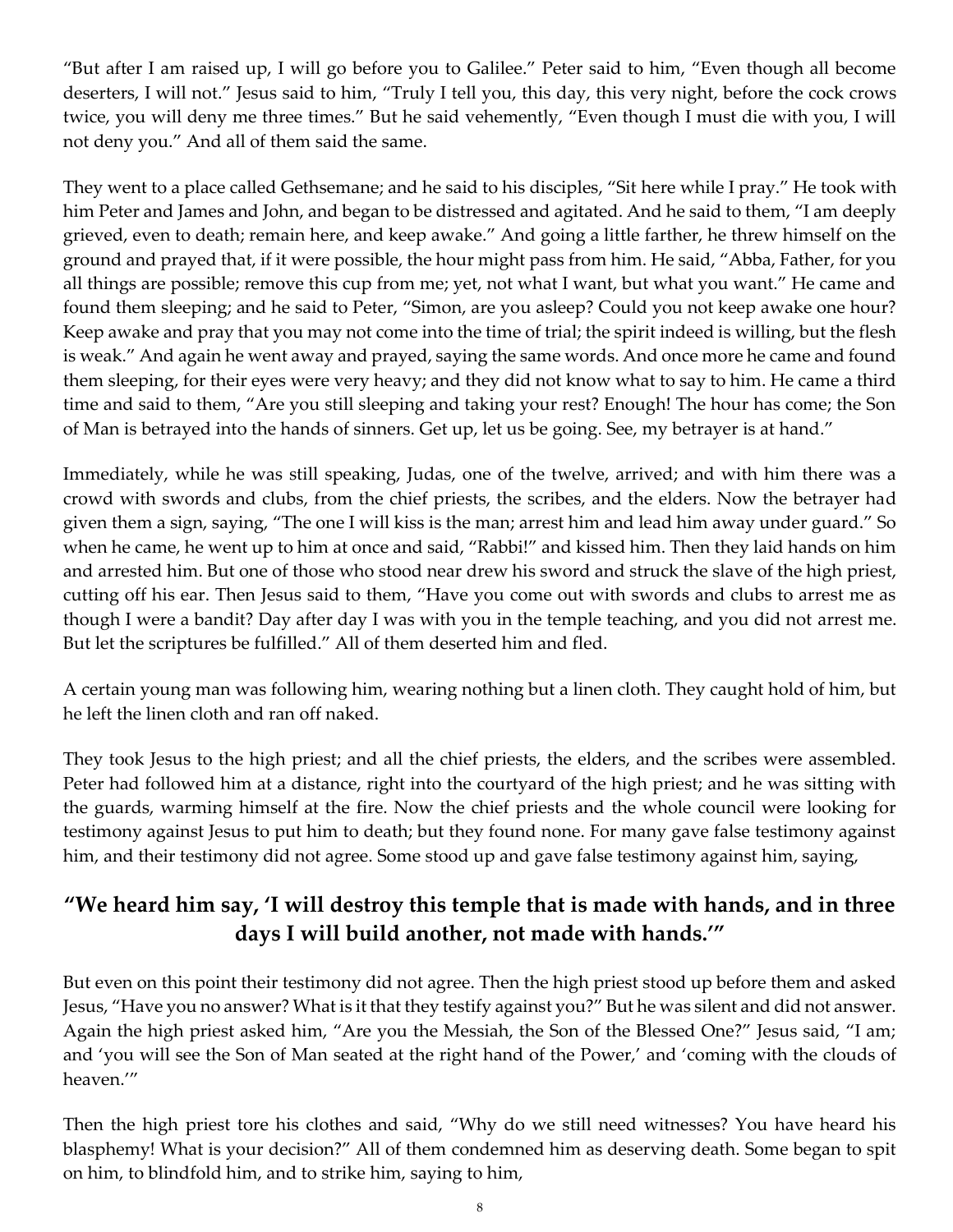"But after I am raised up, I will go before you to Galilee." Peter said to him, "Even though all become deserters, I will not." Jesus said to him, "Truly I tell you, this day, this very night, before the cock crows twice, you will deny me three times." But he said vehemently, "Even though I must die with you, I will not deny you." And all of them said the same.

They went to a place called Gethsemane; and he said to his disciples, "Sit here while I pray." He took with him Peter and James and John, and began to be distressed and agitated. And he said to them, "I am deeply grieved, even to death; remain here, and keep awake." And going a little farther, he threw himself on the ground and prayed that, if it were possible, the hour might pass from him. He said, "Abba, Father, for you all things are possible; remove this cup from me; yet, not what I want, but what you want." He came and found them sleeping; and he said to Peter, "Simon, are you asleep? Could you not keep awake one hour? Keep awake and pray that you may not come into the time of trial; the spirit indeed is willing, but the flesh is weak." And again he went away and prayed, saying the same words. And once more he came and found them sleeping, for their eyes were very heavy; and they did not know what to say to him. He came a third time and said to them, "Are you still sleeping and taking your rest? Enough! The hour has come; the Son of Man is betrayed into the hands of sinners. Get up, let us be going. See, my betrayer is at hand."

Immediately, while he was still speaking, Judas, one of the twelve, arrived; and with him there was a crowd with swords and clubs, from the chief priests, the scribes, and the elders. Now the betrayer had given them a sign, saying, "The one I will kiss is the man; arrest him and lead him away under guard." So when he came, he went up to him at once and said, "Rabbi!" and kissed him. Then they laid hands on him and arrested him. But one of those who stood near drew his sword and struck the slave of the high priest, cutting off his ear. Then Jesus said to them, "Have you come out with swords and clubs to arrest me as though I were a bandit? Day after day I was with you in the temple teaching, and you did not arrest me. But let the scriptures be fulfilled." All of them deserted him and fled.

A certain young man was following him, wearing nothing but a linen cloth. They caught hold of him, but he left the linen cloth and ran off naked.

They took Jesus to the high priest; and all the chief priests, the elders, and the scribes were assembled. Peter had followed him at a distance, right into the courtyard of the high priest; and he was sitting with the guards, warming himself at the fire. Now the chief priests and the whole council were looking for testimony against Jesus to put him to death; but they found none. For many gave false testimony against him, and their testimony did not agree. Some stood up and gave false testimony against him, saying,

**"We heard him say, 'I will destroy this temple that is made with hands, and in three days I will build another, not made with hands.'"**

But even on this point their testimony did not agree. Then the high priest stood up before them and asked Jesus, "Have you no answer? What is it that they testify against you?" But he was silent and did not answer. Again the high priest asked him, "Are you the Messiah, the Son of the Blessed One?" Jesus said, "I am; and 'you will see the Son of Man seated at the right hand of the Power,' and 'coming with the clouds of heaven.'"

Then the high priest tore his clothes and said, "Why do we still need witnesses? You have heard his blasphemy! What is your decision?" All of them condemned him as deserving death. Some began to spit on him, to blindfold him, and to strike him, saying to him,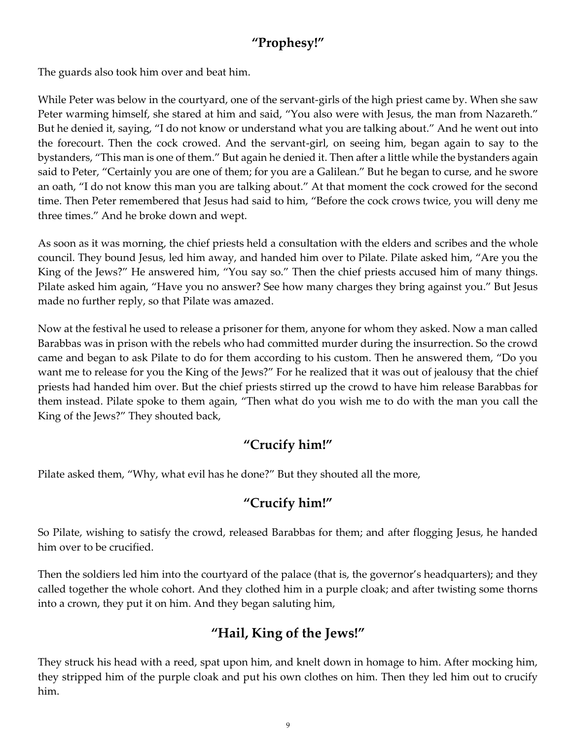## “Prophesy!”

The guards also took him over and beat him.

While Peter was below in the courtyard, one of the servant-girls of the high priest came by. When she saw Peter warming himself, she stared at him and said, “You also were with Jesus, the man from Nazareth.” But he denied it, saying, “I do not know or understand what you are talking about.” And he went out into the forecourt. Then the cock crowed. And the servant-girl, on seeing him, began again to say to the bystanders, “This man is one of them.” But again he denied it. Then after a little while the bystanders again said to Peter, “Certainly you are one of them; for you are a Galilean.” But he began to curse, and he swore an oath, “I do not know this man you are talking about.” At that moment the cock crowed for the second time. Then Peter remembered that Jesus had said to him, “Before the cock crows twice, you will deny me three times.” And he broke down and wept.

As soon as it was morning, the chief priests held a consultation with the elders and scribes and the whole council. They bound Jesus, led him away, and handed him over to Pilate. Pilate asked him, “Are you the King of the Jews?” He answered him, “You say so.” Then the chief priests accused him of many things. Pilate asked him again, “Have you no answer? See how many charges they bring against you.” But Jesus made no further reply, so that Pilate was amazed.

Now at the festival he used to release a prisoner for them, anyone for whom they asked. Now a man called Barabbas was in prison with the rebels who had committed murder during the insurrection. So the crowd came and began to ask Pilate to do for them according to his custom. Then he answered them, “Do you want me to release for you the King of the Jews?” For he realized that it was out of jealousy that the chief priests had handed him over. But the chief priests stirred up the crowd to have him release Barabbas for them instead. Pilate spoke to them again, “Then what do you wish me to do with the man you call the King of the Jews?” They shouted back,

## “Crucify him!”

Pilate asked them, “Why, what evil has he done?” But they shouted all the more,

## “Crucify him!”

So Pilate, wishing to satisfy the crowd, released Barabbas for them; and after flogging Jesus, he handed him over to be crucified.

Then the soldiers led him into the courtyard of the palace (that is, the governor’s headquarters); and they called together the whole cohort. And they clothed him in a purple cloak; and after twisting some thorns into a crown, they put it on him. And they began saluting him,

## “Hail, King of the Jews!”

They struck his head with a reed, spat upon him, and knelt down in homage to him. After mocking him, they stripped him of the purple cloak and put his own clothes on him. Then they led him out to crucify him.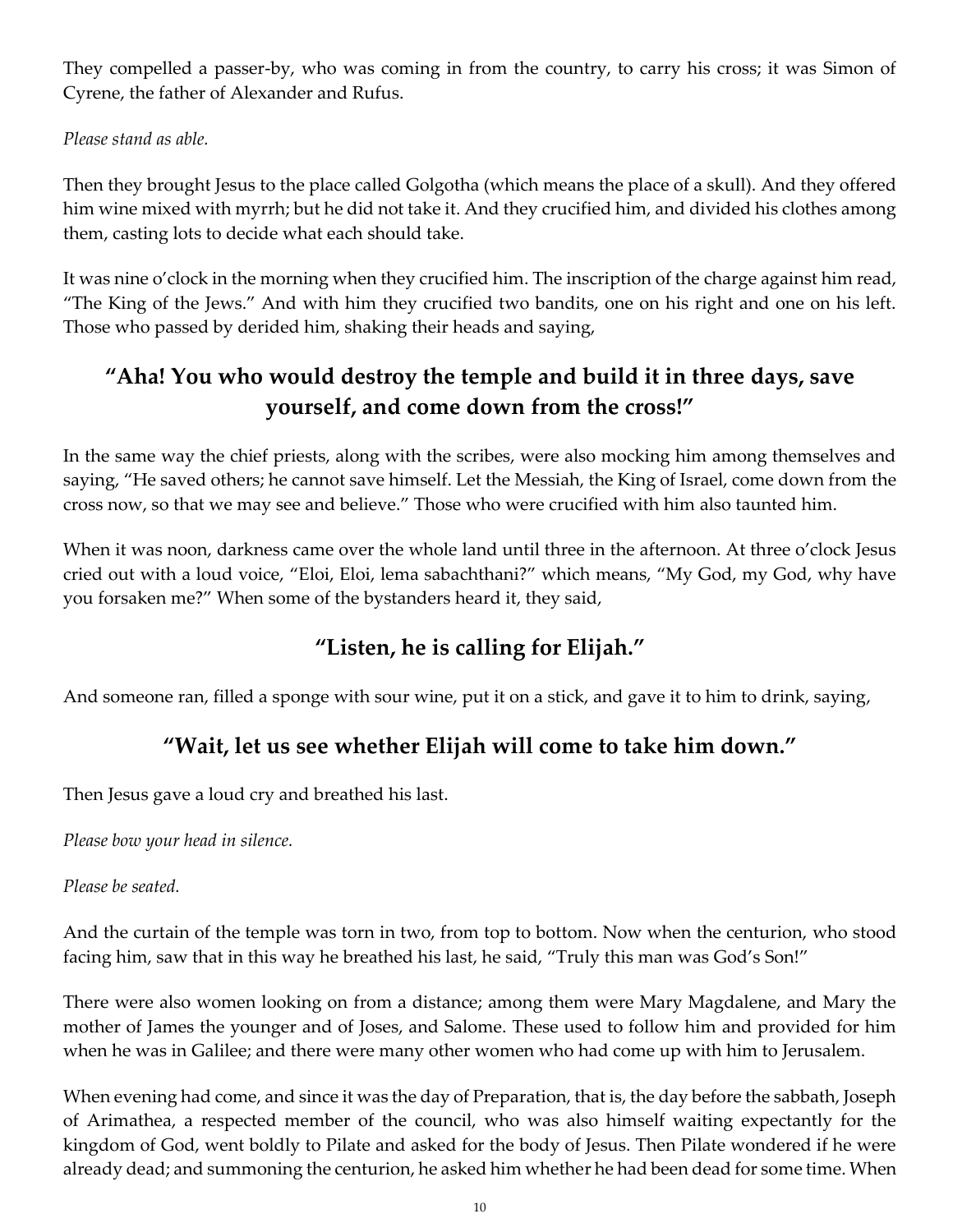They compelled a passer-by, who was coming in from the country, to carry his cross; it was Simon of Cyrene, the father of Alexander and Rufus.

*Please stand as able.*

Then they brought Jesus to the place called Golgotha (which means the place of a skull). And they offered him wine mixed with myrrh; but he did not take it. And they crucified him, and divided his clothes among them, casting lots to decide what each should take.

It was nine o'clock in the morning when they crucified him. The inscription of the charge against him read, "The King of the Jews." And with him they crucified two bandits, one on his right and one on his left. Those who passed by derided him, shaking their heads and saying,

**"Aha! You who would destroy the temple and build it in three days, save yourself, and come down from the cross!"**

In the same way the chief priests, along with the scribes, were also mocking him among themselves and saying, "He saved others; he cannot save himself. Let the Messiah, the King of Israel, come down from the cross now, so that we may see and believe." Those who were crucified with him also taunted him.

When it was noon, darkness came over the whole land until three in the afternoon. At three o'clock Jesus cried out with a loud voice, "Eloi, Eloi, lema sabachthani?" which means, "My God, my God, why have you forsaken me?" When some of the bystanders heard it, they said,

**"Listen, he is calling for Elijah."**

And someone ran, filled a sponge with sour wine, put it on a stick, and gave it to him to drink, saying,

**"Wait, let us see whether Elijah will come to take him down."**

Then Jesus gave a loud cry and breathed his last.

*Please bow your head in silence.*

*Please be seated.*

And the curtain of the temple was torn in two, from top to bottom. Now when the centurion, who stood facing him, saw that in this way he breathed his last, he said, "Truly this man was God's Son!"

There were also women looking on from a distance; among them were Mary Magdalene, and Mary the mother of James the younger and of Joses, and Salome. These used to follow him and provided for him when he was in Galilee; and there were many other women who had come up with him to Jerusalem.

When evening had come, and since it was the day of Preparation, that is, the day before the sabbath, Joseph of Arimathea, a respected member of the council, who was also himself waiting expectantly for the kingdom of God, went boldly to Pilate and asked for the body of Jesus. Then Pilate wondered if he were already dead; and summoning the centurion, he asked him whether he had been dead for some time. When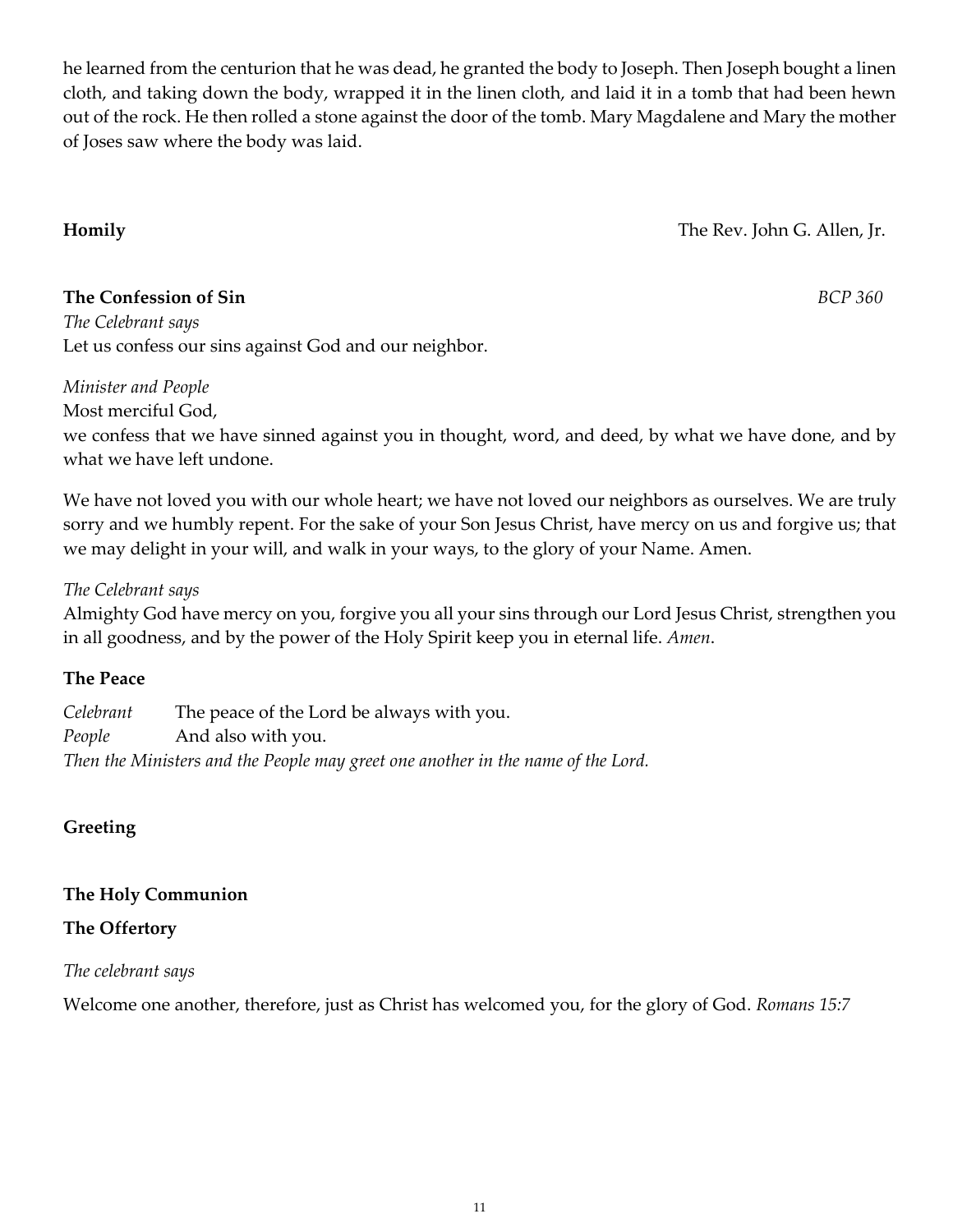he learned from the centurion that he was dead, he granted the body to Joseph. Then Joseph bought a linen cloth, and taking down the body, wrapped it in the linen cloth, and laid it in a tomb that had been hewn out of the rock. He then rolled a stone against the door of the tomb. Mary Magdalene and Mary the mother of Joses saw where the body was laid.

**Homily** The Rev. John G. Allen, Jr.

**The Confession of Sin** *BCP 360*

*The Celebrant says*
Let us confess our sins against God and our neighbor.

*Minister and People*
Most merciful God,
we confess that we have sinned against you in thought, word, and deed, by what we have done, and by what we have left undone.

We have not loved you with our whole heart; we have not loved our neighbors as ourselves. We are truly sorry and we humbly repent. For the sake of your Son Jesus Christ, have mercy on us and forgive us; that we may delight in your will, and walk in your ways, to the glory of your Name. Amen.

*The Celebrant says*
Almighty God have mercy on you, forgive you all your sins through our Lord Jesus Christ, strengthen you in all goodness, and by the power of the Holy Spirit keep you in eternal life. *Amen*.

**The Peace**

*Celebrant* The peace of the Lord be always with you.
*People* And also with you.
*Then the Ministers and the People may greet one another in the name of the Lord.*

**Greeting**

**The Holy Communion**

**The Offertory**

*The celebrant says*

Welcome one another, therefore, just as Christ has welcomed you, for the glory of God. *Romans 15:7*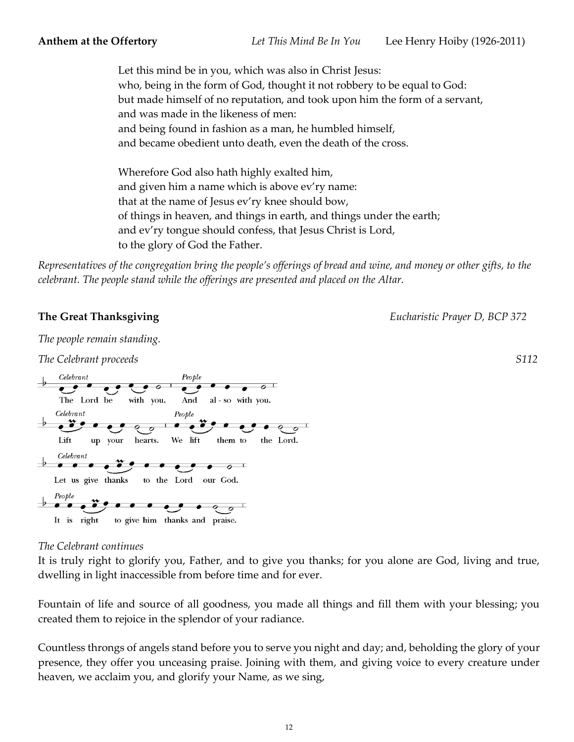**Anthem at the Offertory** *Let This Mind Be In You* Lee Henry Hoiby (1926-2011)

Let this mind be in you, which was also in Christ Jesus:
who, being in the form of God, thought it not robbery to be equal to God:
but made himself of no reputation, and took upon him the form of a servant,
and was made in the likeness of men:
and being found in fashion as a man, he humbled himself,
and became obedient unto death, even the death of the cross.

Wherefore God also hath highly exalted him,
and given him a name which is above ev'ry name:
that at the name of Jesus ev'ry knee should bow,
of things in heaven, and things in earth, and things under the earth;
and ev'ry tongue should confess, that Jesus Christ is Lord,
to the glory of God the Father.

*Representatives of the congregation bring the people's offerings of bread and wine, and money or other gifts, to the celebrant. The people stand while the offerings are presented and placed on the Altar.*

**The Great Thanksgiving** *Eucharistic Prayer D, BCP 372*

*The people remain standing.*

*The Celebrant proceeds* *S112*

*Celebrant* The Lord be with you. *People* And also with you.

*Celebrant* Lift up your hearts. *People* We lift them to the Lord.

*Celebrant* Let us give thanks to the Lord our God.

*People* It is right to give him thanks and praise.

*The Celebrant continues*

It is truly right to glorify you, Father, and to give you thanks; for you alone are God, living and true, dwelling in light inaccessible from before time and for ever.

Fountain of life and source of all goodness, you made all things and fill them with your blessing; you created them to rejoice in the splendor of your radiance.

Countless throngs of angels stand before you to serve you night and day; and, beholding the glory of your presence, they offer you unceasing praise. Joining with them, and giving voice to every creature under heaven, we acclaim you, and glorify your Name, as we sing,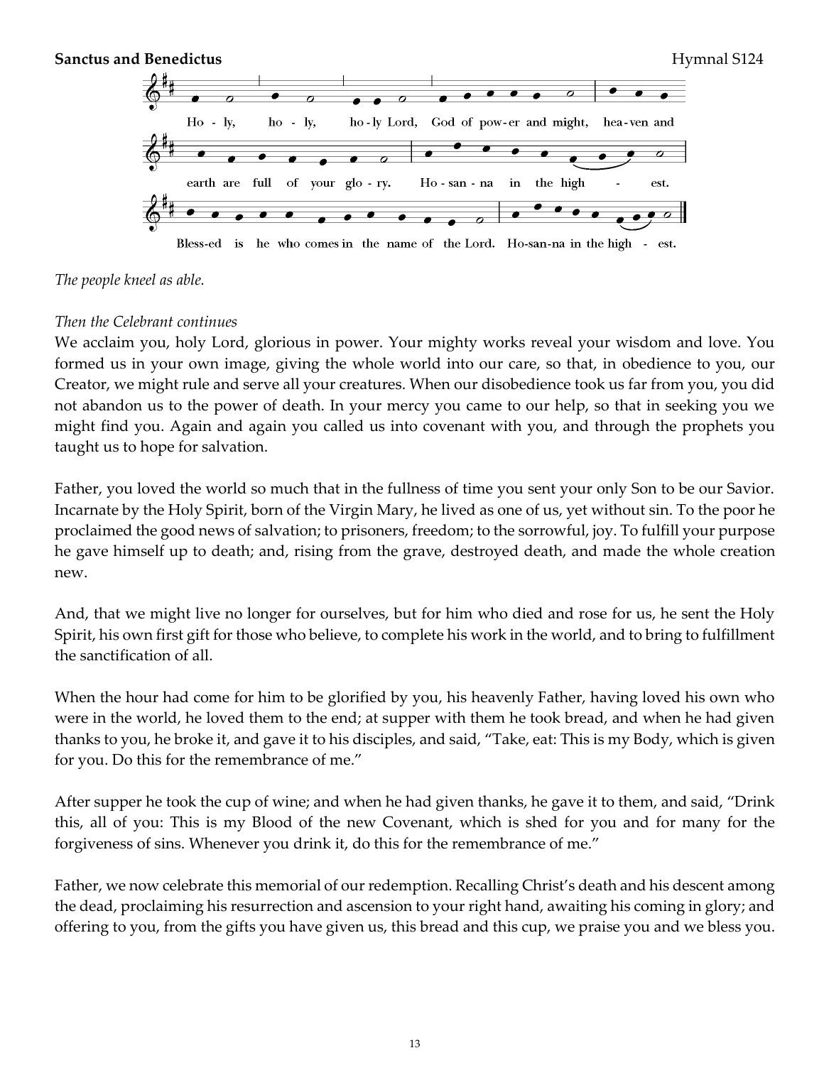**Sanctus and Benedictus** Hymnal S124

Ho - ly, ho - ly, ho - ly Lord, God of pow - er and might, hea - ven and earth are full of your glo - ry. Ho - san - na in the high - est.

Bless-ed is he who comes in the name of the Lord. Ho-san-na in the high - est.

*The people kneel as able.*

*Then the Celebrant continues*

We acclaim you, holy Lord, glorious in power. Your mighty works reveal your wisdom and love. You formed us in your own image, giving the whole world into our care, so that, in obedience to you, our Creator, we might rule and serve all your creatures. When our disobedience took us far from you, you did not abandon us to the power of death. In your mercy you came to our help, so that in seeking you we might find you. Again and again you called us into covenant with you, and through the prophets you taught us to hope for salvation.

Father, you loved the world so much that in the fullness of time you sent your only Son to be our Savior. Incarnate by the Holy Spirit, born of the Virgin Mary, he lived as one of us, yet without sin. To the poor he proclaimed the good news of salvation; to prisoners, freedom; to the sorrowful, joy. To fulfill your purpose he gave himself up to death; and, rising from the grave, destroyed death, and made the whole creation new.

And, that we might live no longer for ourselves, but for him who died and rose for us, he sent the Holy Spirit, his own first gift for those who believe, to complete his work in the world, and to bring to fulfillment the sanctification of all.

When the hour had come for him to be glorified by you, his heavenly Father, having loved his own who were in the world, he loved them to the end; at supper with them he took bread, and when he had given thanks to you, he broke it, and gave it to his disciples, and said, "Take, eat: This is my Body, which is given for you. Do this for the remembrance of me."

After supper he took the cup of wine; and when he had given thanks, he gave it to them, and said, "Drink this, all of you: This is my Blood of the new Covenant, which is shed for you and for many for the forgiveness of sins. Whenever you drink it, do this for the remembrance of me."

Father, we now celebrate this memorial of our redemption. Recalling Christ's death and his descent among the dead, proclaiming his resurrection and ascension to your right hand, awaiting his coming in glory; and offering to you, from the gifts you have given us, this bread and this cup, we praise you and we bless you.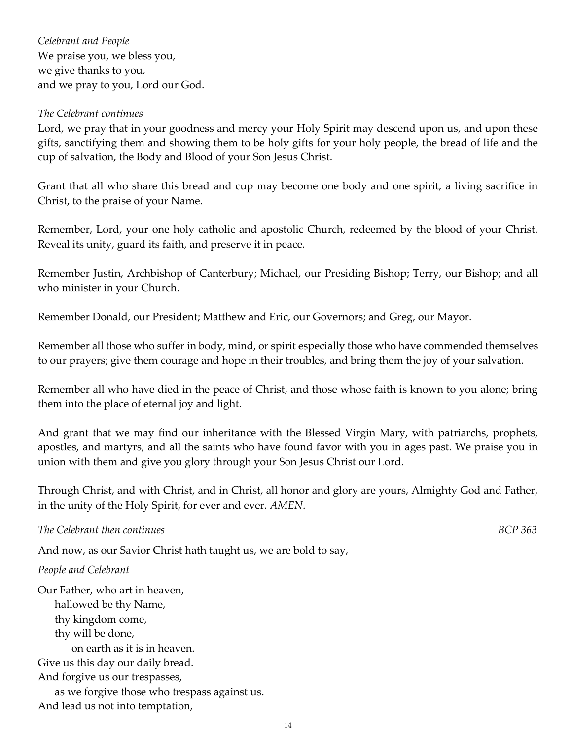*Celebrant and People*
We praise you, we bless you,
we give thanks to you,
and we pray to you, Lord our God.

*The Celebrant continues*
Lord, we pray that in your goodness and mercy your Holy Spirit may descend upon us, and upon these gifts, sanctifying them and showing them to be holy gifts for your holy people, the bread of life and the cup of salvation, the Body and Blood of your Son Jesus Christ.

Grant that all who share this bread and cup may become one body and one spirit, a living sacrifice in Christ, to the praise of your Name.

Remember, Lord, your one holy catholic and apostolic Church, redeemed by the blood of your Christ. Reveal its unity, guard its faith, and preserve it in peace.

Remember Justin, Archbishop of Canterbury; Michael, our Presiding Bishop; Terry, our Bishop; and all who minister in your Church.

Remember Donald, our President; Matthew and Eric, our Governors; and Greg, our Mayor.

Remember all those who suffer in body, mind, or spirit especially those who have commended themselves to our prayers; give them courage and hope in their troubles, and bring them the joy of your salvation.

Remember all who have died in the peace of Christ, and those whose faith is known to you alone; bring them into the place of eternal joy and light.

And grant that we may find our inheritance with the Blessed Virgin Mary, with patriarchs, prophets, apostles, and martyrs, and all the saints who have found favor with you in ages past. We praise you in union with them and give you glory through your Son Jesus Christ our Lord.

Through Christ, and with Christ, and in Christ, all honor and glory are yours, Almighty God and Father, in the unity of the Holy Spirit, for ever and ever. *AMEN*.

*The Celebrant then continues* *BCP 363*

And now, as our Savior Christ hath taught us, we are bold to say,

*People and Celebrant*

Our Father, who art in heaven,
  hallowed be thy Name,
  thy kingdom come,
  thy will be done,
    on earth as it is in heaven.
Give us this day our daily bread.
And forgive us our trespasses,
  as we forgive those who trespass against us.
And lead us not into temptation,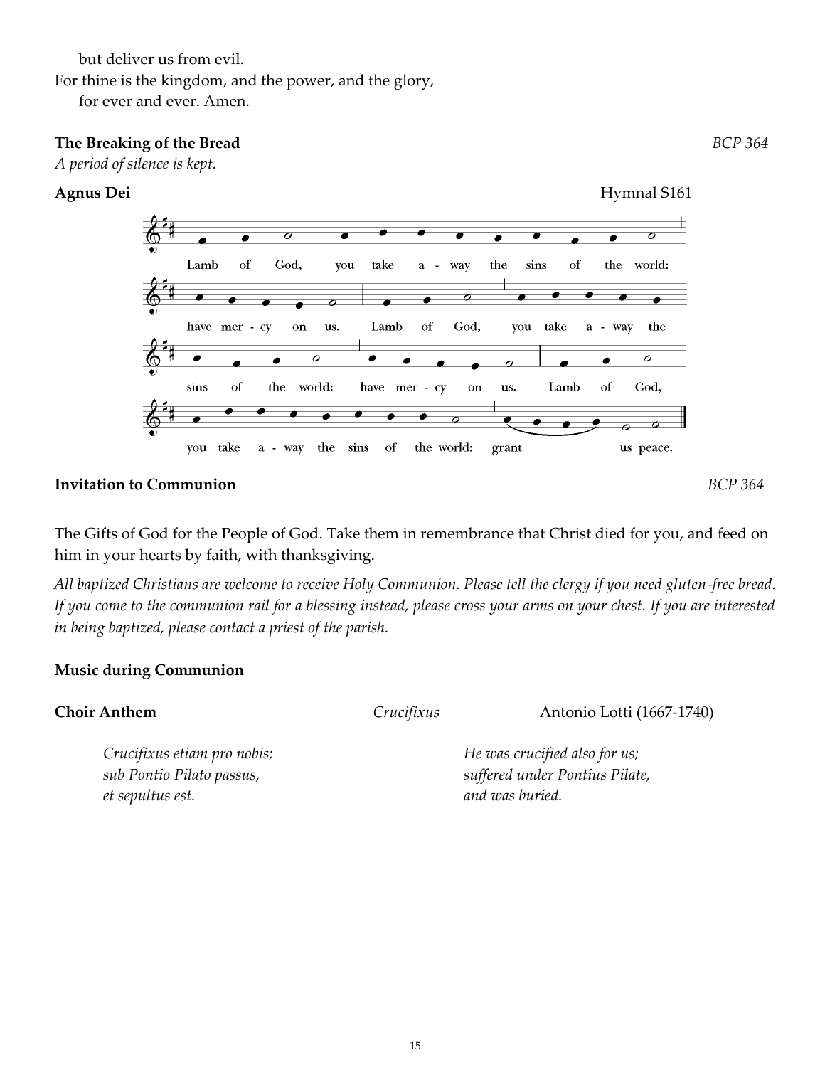but deliver us from evil.
For thine is the kingdom, and the power, and the glory,
for ever and ever. Amen.

**The Breaking of the Bread** *BCP 364*

*A period of silence is kept.*

**Agnus Dei** Hymnal S161

Lamb of God, you take away the sins of the world: have mercy on us. Lamb of God, you take away the sins of the world: have mercy on us. Lamb of God, you take away the sins of the world: grant us peace.

**Invitation to Communion** *BCP 364*

The Gifts of God for the People of God. Take them in remembrance that Christ died for you, and feed on him in your hearts by faith, with thanksgiving.

*All baptized Christians are welcome to receive Holy Communion. Please tell the clergy if you need gluten-free bread. If you come to the communion rail for a blessing instead, please cross your arms on your chest. If you are interested in being baptized, please contact a priest of the parish.*

**Music during Communion**

**Choir Anthem** *Crucifixus* Antonio Lotti (1667-1740)

*Crucifixus etiam pro nobis;*
*sub Pontio Pilato passus,*
*et sepultus est.*

*He was crucified also for us;*
*suffered under Pontius Pilate,*
*and was buried.*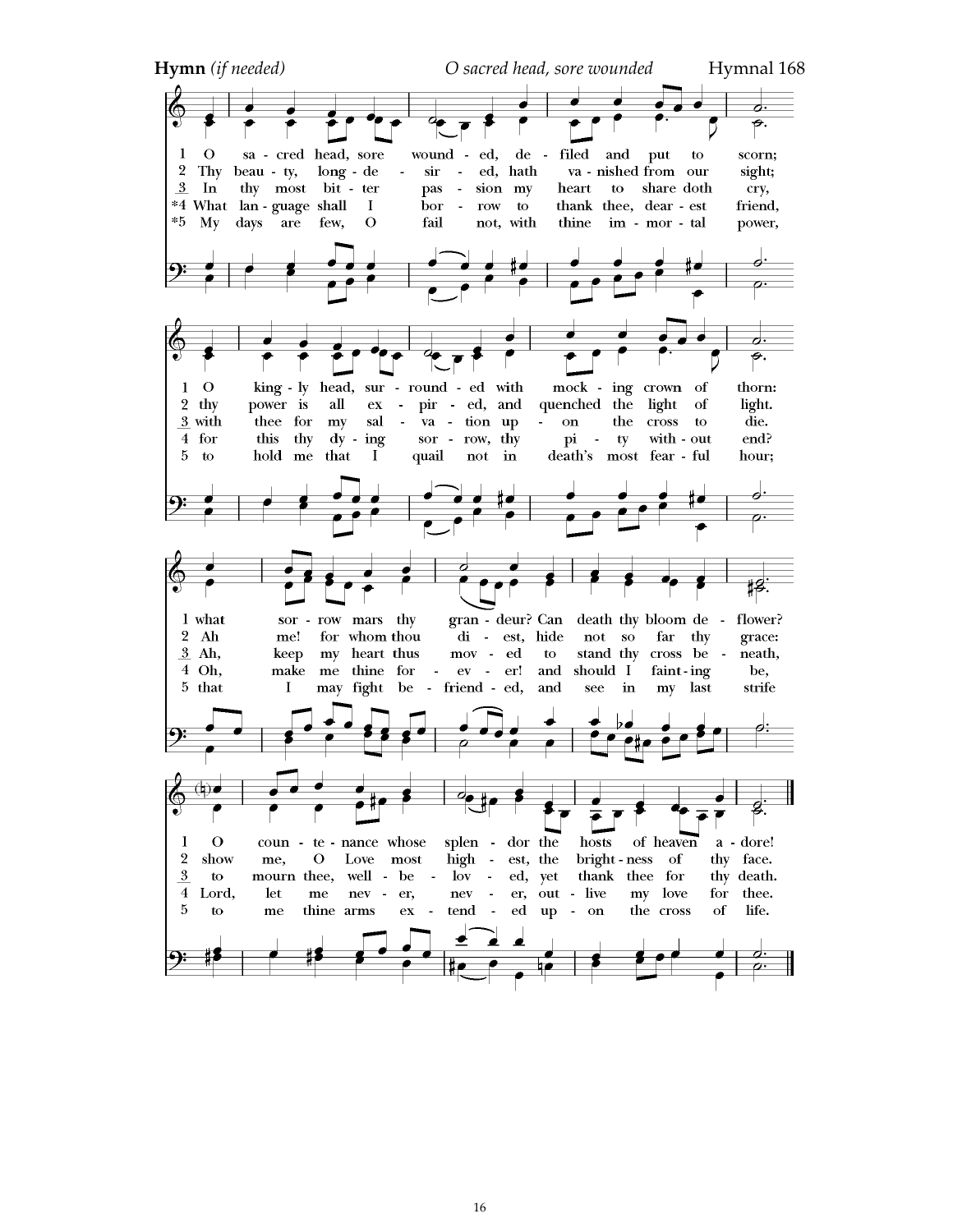**Hymn** *(if needed)* *O sacred head, sore wounded* Hymnal 168

1 O sacred head, sore wounded, defiled and put to scorn;
O kingly head, surrounded with mocking crown of thorn:
what sorrow mars thy grandeur? Can death thy bloom deflower?
O countenance whose splendor the hosts of heaven adore!

2 Thy beauty, long-desired, hath vanished from our sight;
thy power is all expired, and quenched the light of light.
Ah me! for whom thou diest, hide not so far thy grace:
show me, O Love most highest, the brightness of thy face.

3 In thy most bitter passion my heart to share doth cry,
with thee for my salvation upon the cross to die.
Ah, keep my heart thus moved to stand thy cross beneath,
to mourn thee, well-beloved, yet thank thee for thy death.

*4 What language shall I borrow to thank thee, dearest friend,
for this thy dying sorrow, thy pity without end?
Oh, make me thine forever! and should I fainting be,
Lord, let me never, never, outlive my love for thee.

*5 My days are few, O fail not, with thine immortal power,
to hold me that I quail not in death's most fearful hour;
that I may fight befriended, and see in my last strife
to me thine arms extended upon the cross of life.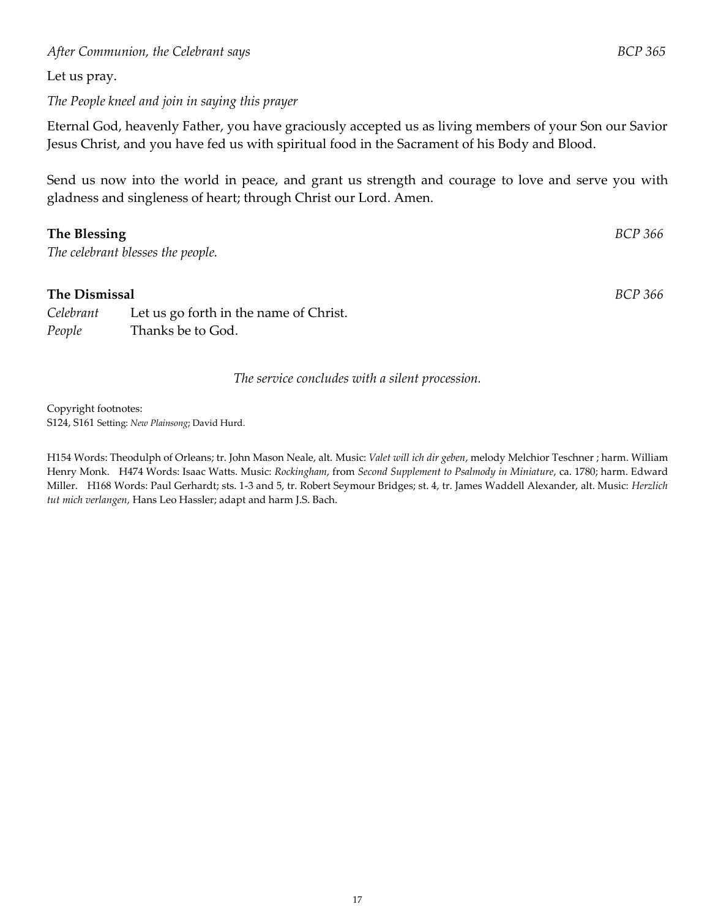*After Communion, the Celebrant says* *BCP 365*

Let us pray.

*The People kneel and join in saying this prayer*

Eternal God, heavenly Father, you have graciously accepted us as living members of your Son our Savior Jesus Christ, and you have fed us with spiritual food in the Sacrament of his Body and Blood.

Send us now into the world in peace, and grant us strength and courage to love and serve you with gladness and singleness of heart; through Christ our Lord. Amen.

**The Blessing** *BCP 366*

*The celebrant blesses the people.*

**The Dismissal** *BCP 366*

*Celebrant* Let us go forth in the name of Christ.
*People* Thanks be to God.

*The service concludes with a silent procession.*

Copyright footnotes:
S124, S161 Setting: *New Plainsong*; David Hurd.

H154 Words: Theodulph of Orleans; tr. John Mason Neale, alt. Music: *Valet will ich dir geben*, melody Melchior Teschner ; harm. William Henry Monk. H474 Words: Isaac Watts. Music: *Rockingham*, from *Second Supplement to Psalmody in Miniature*, ca. 1780; harm. Edward Miller. H168 Words: Paul Gerhardt; sts. 1-3 and 5, tr. Robert Seymour Bridges; st. 4, tr. James Waddell Alexander, alt. Music: *Herzlich tut mich verlangen*, Hans Leo Hassler; adapt and harm J.S. Bach.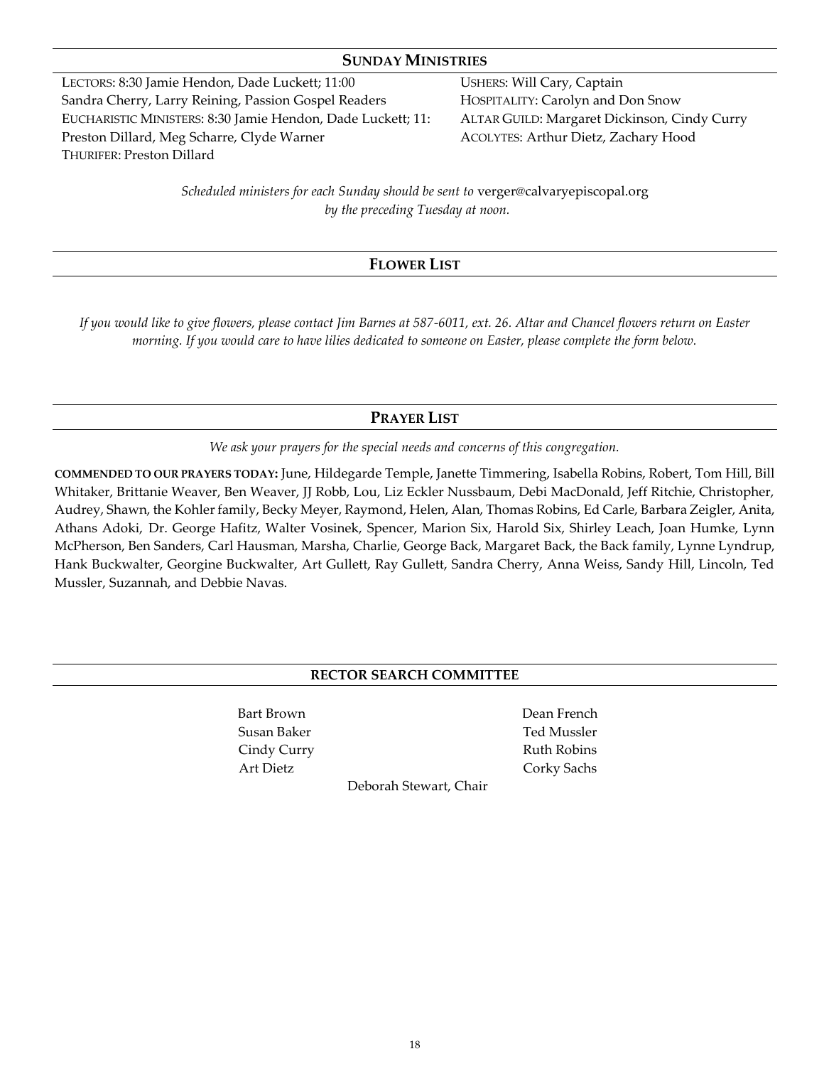## SUNDAY MINISTRIES

LECTORS: 8:30 Jamie Hendon, Dade Luckett; 11:00 Sandra Cherry, Larry Reining, Passion Gospel Readers
EUCHARISTIC MINISTERS: 8:30 Jamie Hendon, Dade Luckett; 11: Preston Dillard, Meg Scharre, Clyde Warner
THURIFER: Preston Dillard

USHERS: Will Cary, Captain
HOSPITALITY: Carolyn and Don Snow
ALTAR GUILD: Margaret Dickinson, Cindy Curry
ACOLYTES: Arthur Dietz, Zachary Hood

*Scheduled ministers for each Sunday should be sent to* verger@calvaryepiscopal.org *by the preceding Tuesday at noon.*

## FLOWER LIST

*If you would like to give flowers, please contact Jim Barnes at 587-6011, ext. 26. Altar and Chancel flowers return on Easter morning. If you would care to have lilies dedicated to someone on Easter, please complete the form below.*

## PRAYER LIST

*We ask your prayers for the special needs and concerns of this congregation.*

**COMMENDED TO OUR PRAYERS TODAY:** June, Hildegarde Temple, Janette Timmering, Isabella Robins, Robert, Tom Hill, Bill Whitaker, Brittanie Weaver, Ben Weaver, JJ Robb, Lou, Liz Eckler Nussbaum, Debi MacDonald, Jeff Ritchie, Christopher, Audrey, Shawn, the Kohler family, Becky Meyer, Raymond, Helen, Alan, Thomas Robins, Ed Carle, Barbara Zeigler, Anita, Athans Adoki, Dr. George Hafitz, Walter Vosinek, Spencer, Marion Six, Harold Six, Shirley Leach, Joan Humke, Lynn McPherson, Ben Sanders, Carl Hausman, Marsha, Charlie, George Back, Margaret Back, the Back family, Lynne Lyndrup, Hank Buckwalter, Georgine Buckwalter, Art Gullett, Ray Gullett, Sandra Cherry, Anna Weiss, Sandy Hill, Lincoln, Ted Mussler, Suzannah, and Debbie Navas.

## RECTOR SEARCH COMMITTEE

Bart Brown
Susan Baker
Cindy Curry
Art Dietz

Dean French
Ted Mussler
Ruth Robins
Corky Sachs

Deborah Stewart, Chair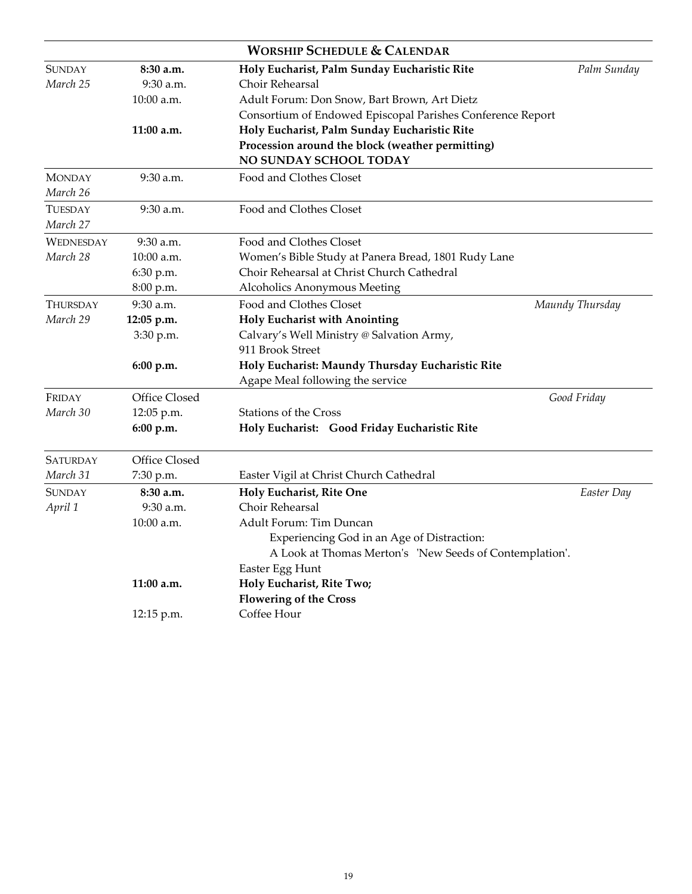## Worship Schedule & Calendar

| Day | Time | Event | Observance |
|---|---|---|---|
| SUNDAY *March 25* | **8:30 a.m.** | **Holy Eucharist, Palm Sunday Eucharistic Rite** | *Palm Sunday* |
| | 9:30 a.m. | Choir Rehearsal | |
| | 10:00 a.m. | Adult Forum: Don Snow, Bart Brown, Art Dietz<br>Consortium of Endowed Episcopal Parishes Conference Report | |
| | **11:00 a.m.** | **Holy Eucharist, Palm Sunday Eucharistic Rite**<br>**Procession around the block (weather permitting)**<br>**NO SUNDAY SCHOOL TODAY** | |
| MONDAY *March 26* | 9:30 a.m. | Food and Clothes Closet | |
| TUESDAY *March 27* | 9:30 a.m. | Food and Clothes Closet | |
| WEDNESDAY *March 28* | 9:30 a.m. | Food and Clothes Closet | |
| | 10:00 a.m. | Women's Bible Study at Panera Bread, 1801 Rudy Lane | |
| | 6:30 p.m. | Choir Rehearsal at Christ Church Cathedral | |
| | 8:00 p.m. | Alcoholics Anonymous Meeting | |
| THURSDAY *March 29* | 9:30 a.m. | Food and Clothes Closet | *Maundy Thursday* |
| | **12:05 p.m.** | **Holy Eucharist with Anointing** | |
| | 3:30 p.m. | Calvary's Well Ministry @ Salvation Army,<br>911 Brook Street | |
| | **6:00 p.m.** | **Holy Eucharist: Maundy Thursday Eucharistic Rite**<br>Agape Meal following the service | |
| FRIDAY *March 30* | Office Closed | | *Good Friday* |
| | 12:05 p.m. | Stations of the Cross | |
| | **6:00 p.m.** | **Holy Eucharist: Good Friday Eucharistic Rite** | |
| SATURDAY *March 31* | Office Closed | | |
| | 7:30 p.m. | Easter Vigil at Christ Church Cathedral | |
| SUNDAY *April 1* | **8:30 a.m.** | **Holy Eucharist, Rite One** | *Easter Day* |
| | 9:30 a.m. | Choir Rehearsal | |
| | 10:00 a.m. | Adult Forum: Tim Duncan<br>Experiencing God in an Age of Distraction:<br>A Look at Thomas Merton's 'New Seeds of Contemplation'.<br>Easter Egg Hunt | |
| | **11:00 a.m.** | **Holy Eucharist, Rite Two;**<br>**Flowering of the Cross** | |
| | 12:15 p.m. | Coffee Hour | |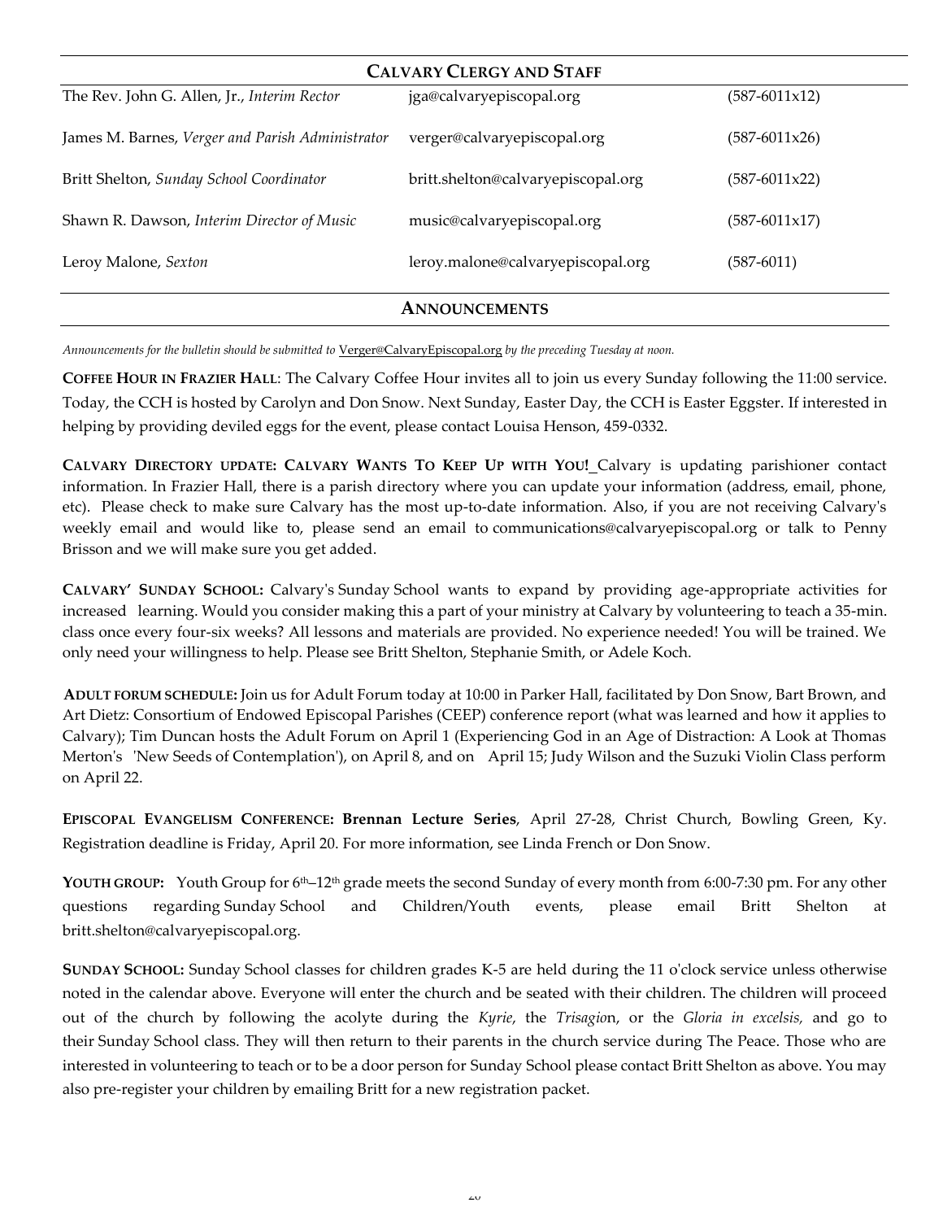## CALVARY CLERGY AND STAFF

| | | |
|---|---|---|
| The Rev. John G. Allen, Jr., *Interim Rector* | jga@calvaryepiscopal.org | (587-6011x12) |
| James M. Barnes, *Verger and Parish Administrator* | verger@calvaryepiscopal.org | (587-6011x26) |
| Britt Shelton, *Sunday School Coordinator* | britt.shelton@calvaryepiscopal.org | (587-6011x22) |
| Shawn R. Dawson, *Interim Director of Music* | music@calvaryepiscopal.org | (587-6011x17) |
| Leroy Malone, *Sexton* | leroy.malone@calvaryepiscopal.org | (587-6011) |

## ANNOUNCEMENTS

*Announcements for the bulletin should be submitted to* Verger@CalvaryEpiscopal.org *by the preceding Tuesday at noon.*

**COFFEE HOUR IN FRAZIER HALL**: The Calvary Coffee Hour invites all to join us every Sunday following the 11:00 service. Today, the CCH is hosted by Carolyn and Don Snow. Next Sunday, Easter Day, the CCH is Easter Eggster. If interested in helping by providing deviled eggs for the event, please contact Louisa Henson, 459-0332.

**CALVARY DIRECTORY UPDATE: CALVARY WANTS TO KEEP UP WITH YOU!** Calvary is updating parishioner contact information. In Frazier Hall, there is a parish directory where you can update your information (address, email, phone, etc). Please check to make sure Calvary has the most up-to-date information. Also, if you are not receiving Calvary's weekly email and would like to, please send an email to communications@calvaryepiscopal.org or talk to Penny Brisson and we will make sure you get added.

**CALVARY' SUNDAY SCHOOL:** Calvary's Sunday School wants to expand by providing age-appropriate activities for increased learning. Would you consider making this a part of your ministry at Calvary by volunteering to teach a 35-min. class once every four-six weeks? All lessons and materials are provided. No experience needed! You will be trained. We only need your willingness to help. Please see Britt Shelton, Stephanie Smith, or Adele Koch.

**ADULT FORUM SCHEDULE:** Join us for Adult Forum today at 10:00 in Parker Hall, facilitated by Don Snow, Bart Brown, and Art Dietz: Consortium of Endowed Episcopal Parishes (CEEP) conference report (what was learned and how it applies to Calvary); Tim Duncan hosts the Adult Forum on April 1 (Experiencing God in an Age of Distraction: A Look at Thomas Merton's 'New Seeds of Contemplation'), on April 8, and on April 15; Judy Wilson and the Suzuki Violin Class perform on April 22.

**EPISCOPAL EVANGELISM CONFERENCE: Brennan Lecture Series**, April 27-28, Christ Church, Bowling Green, Ky. Registration deadline is Friday, April 20. For more information, see Linda French or Don Snow.

**YOUTH GROUP:** Youth Group for 6th–12th grade meets the second Sunday of every month from 6:00-7:30 pm. For any other questions regarding Sunday School and Children/Youth events, please email Britt Shelton at britt.shelton@calvaryepiscopal.org.

**SUNDAY SCHOOL:** Sunday School classes for children grades K-5 are held during the 11 o'clock service unless otherwise noted in the calendar above. Everyone will enter the church and be seated with their children. The children will proceed out of the church by following the acolyte during the *Kyrie*, the *Trisagio*n, or the *Gloria in excelsis,* and go to their Sunday School class. They will then return to their parents in the church service during The Peace. Those who are interested in volunteering to teach or to be a door person for Sunday School please contact Britt Shelton as above. You may also pre-register your children by emailing Britt for a new registration packet.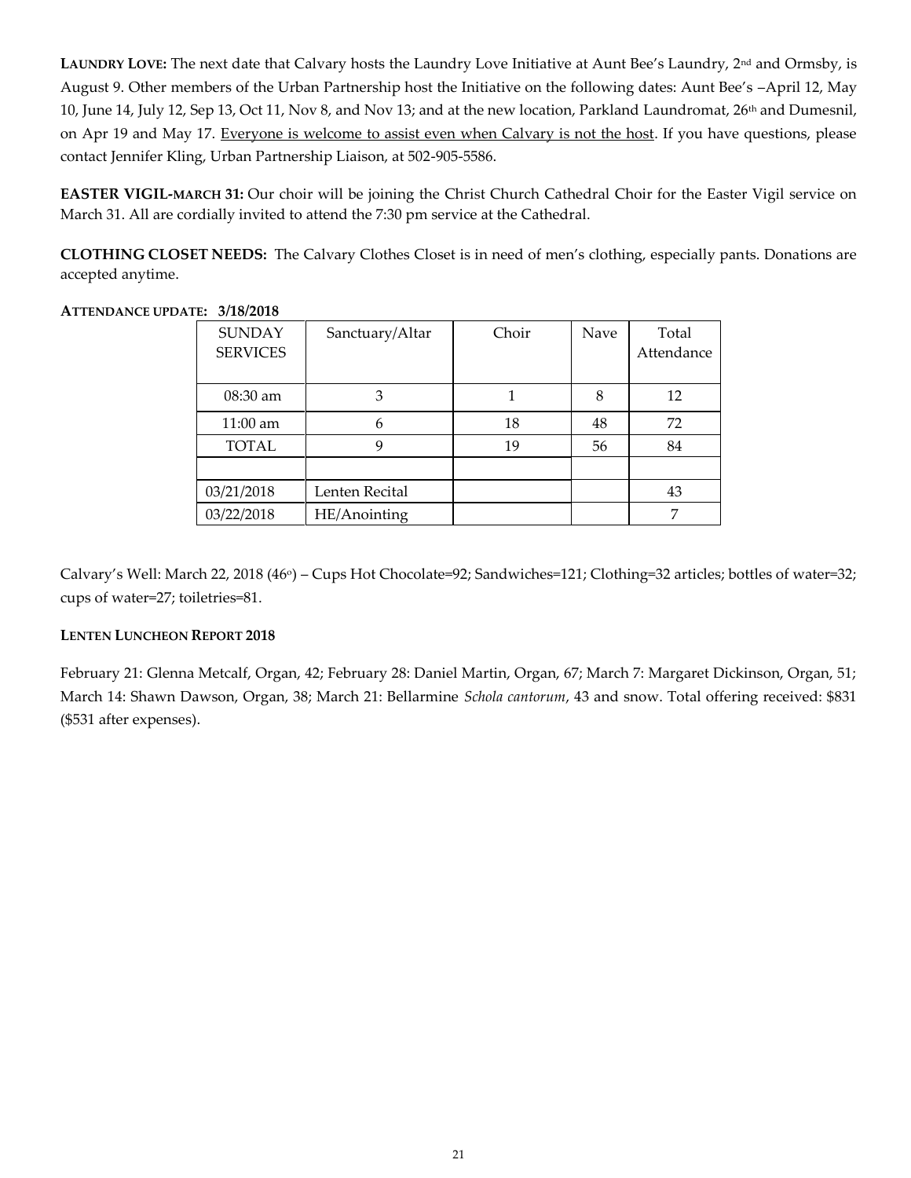**LAUNDRY LOVE:** The next date that Calvary hosts the Laundry Love Initiative at Aunt Bee's Laundry, 2nd and Ormsby, is August 9. Other members of the Urban Partnership host the Initiative on the following dates: Aunt Bee's –April 12, May 10, June 14, July 12, Sep 13, Oct 11, Nov 8, and Nov 13; and at the new location, Parkland Laundromat, 26th and Dumesnil, on Apr 19 and May 17. Everyone is welcome to assist even when Calvary is not the host. If you have questions, please contact Jennifer Kling, Urban Partnership Liaison, at 502-905-5586.

**EASTER VIGIL-MARCH 31:** Our choir will be joining the Christ Church Cathedral Choir for the Easter Vigil service on March 31. All are cordially invited to attend the 7:30 pm service at the Cathedral.

**CLOTHING CLOSET NEEDS:** The Calvary Clothes Closet is in need of men's clothing, especially pants. Donations are accepted anytime.

**ATTENDANCE UPDATE: 3/18/2018**

| SUNDAY SERVICES | Sanctuary/Altar | Choir | Nave | Total Attendance |
|---|---|---|---|---|
| 08:30 am | 3 | 1 | 8 | 12 |
| 11:00 am | 6 | 18 | 48 | 72 |
| TOTAL | 9 | 19 | 56 | 84 |
| | | | | |
| 03/21/2018 | Lenten Recital | | | 43 |
| 03/22/2018 | HE/Anointing | | | 7 |

Calvary's Well: March 22, 2018 (46°) – Cups Hot Chocolate=92; Sandwiches=121; Clothing=32 articles; bottles of water=32; cups of water=27; toiletries=81.

**LENTEN LUNCHEON REPORT 2018**

February 21: Glenna Metcalf, Organ, 42; February 28: Daniel Martin, Organ, 67; March 7: Margaret Dickinson, Organ, 51; March 14: Shawn Dawson, Organ, 38; March 21: Bellarmine *Schola cantorum*, 43 and snow. Total offering received: $831 ($531 after expenses).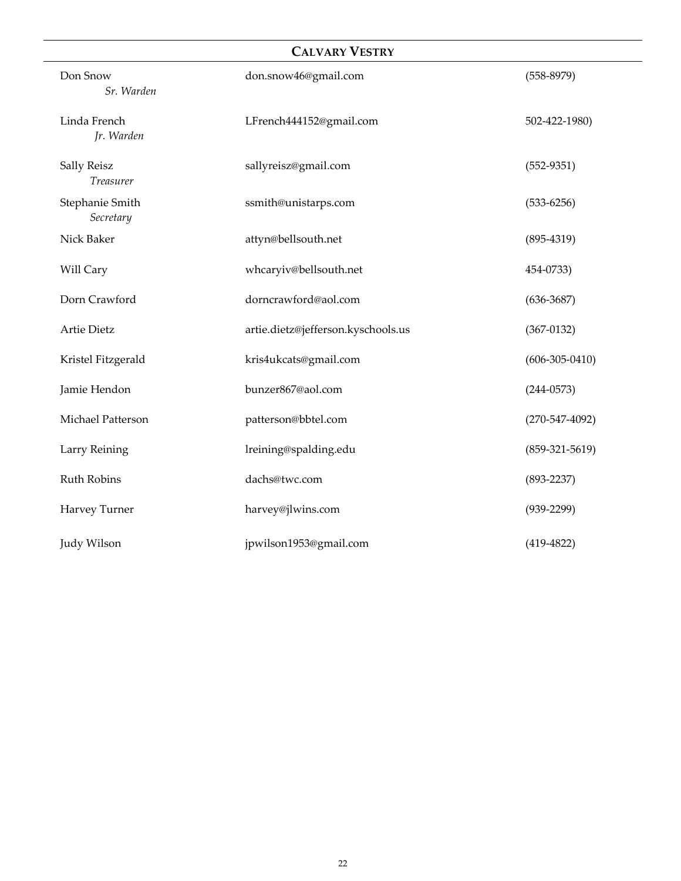## CALVARY VESTRY

| | | |
|---|---|---|
| Don Snow<br>*Sr. Warden* | don.snow46@gmail.com | (558-8979) |
| Linda French<br>*Jr. Warden* | LFrench444152@gmail.com | 502-422-1980) |
| Sally Reisz<br>*Treasurer* | sallyreisz@gmail.com | (552-9351) |
| Stephanie Smith<br>*Secretary* | ssmith@unistarps.com | (533-6256) |
| Nick Baker | attyn@bellsouth.net | (895-4319) |
| Will Cary | whcaryiv@bellsouth.net | 454-0733) |
| Dorn Crawford | dorncrawford@aol.com | (636-3687) |
| Artie Dietz | artie.dietz@jefferson.kyschools.us | (367-0132) |
| Kristel Fitzgerald | kris4ukcats@gmail.com | (606-305-0410) |
| Jamie Hendon | bunzer867@aol.com | (244-0573) |
| Michael Patterson | patterson@bbtel.com | (270-547-4092) |
| Larry Reining | lreining@spalding.edu | (859-321-5619) |
| Ruth Robins | dachs@twc.com | (893-2237) |
| Harvey Turner | harvey@jlwins.com | (939-2299) |
| Judy Wilson | jpwilson1953@gmail.com | (419-4822) |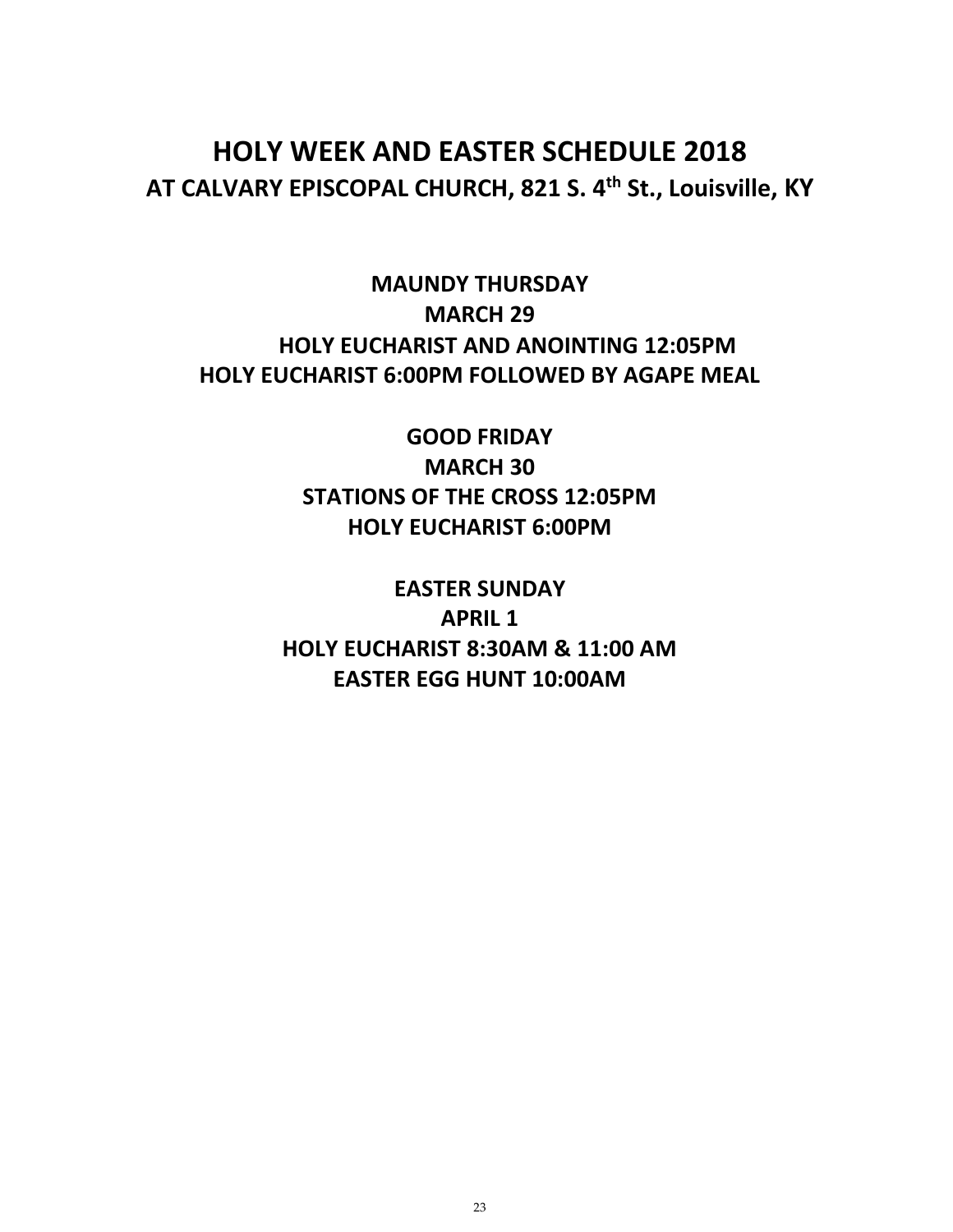# HOLY WEEK AND EASTER SCHEDULE 2018

## AT CALVARY EPISCOPAL CHURCH, 821 S. 4th St., Louisville, KY

**MAUNDY THURSDAY**
**MARCH 29**
**HOLY EUCHARIST AND ANOINTING 12:05PM**
**HOLY EUCHARIST 6:00PM FOLLOWED BY AGAPE MEAL**

**GOOD FRIDAY**
**MARCH 30**
**STATIONS OF THE CROSS 12:05PM**
**HOLY EUCHARIST 6:00PM**

**EASTER SUNDAY**
**APRIL 1**
**HOLY EUCHARIST 8:30AM & 11:00 AM**
**EASTER EGG HUNT 10:00AM**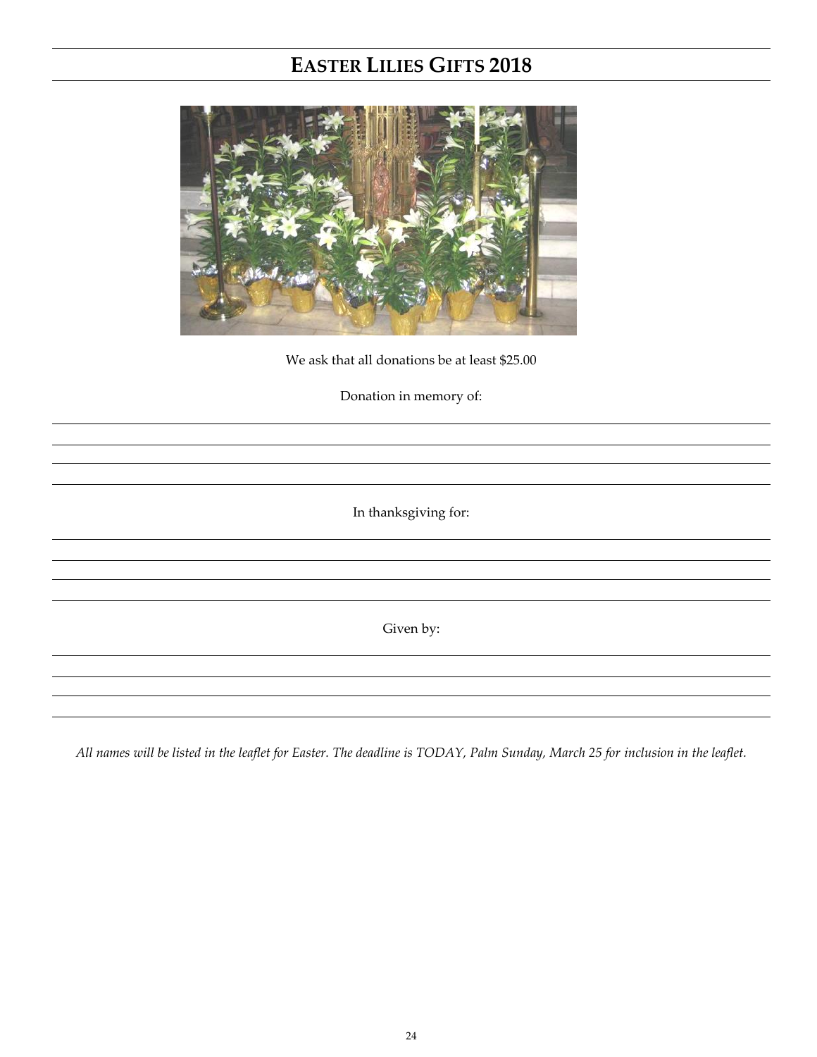# EASTER LILIES GIFTS 2018

We ask that all donations be at least $25.00

Donation in memory of:

In thanksgiving for:

Given by:

*All names will be listed in the leaflet for Easter. The deadline is TODAY, Palm Sunday, March 25 for inclusion in the leaflet.*